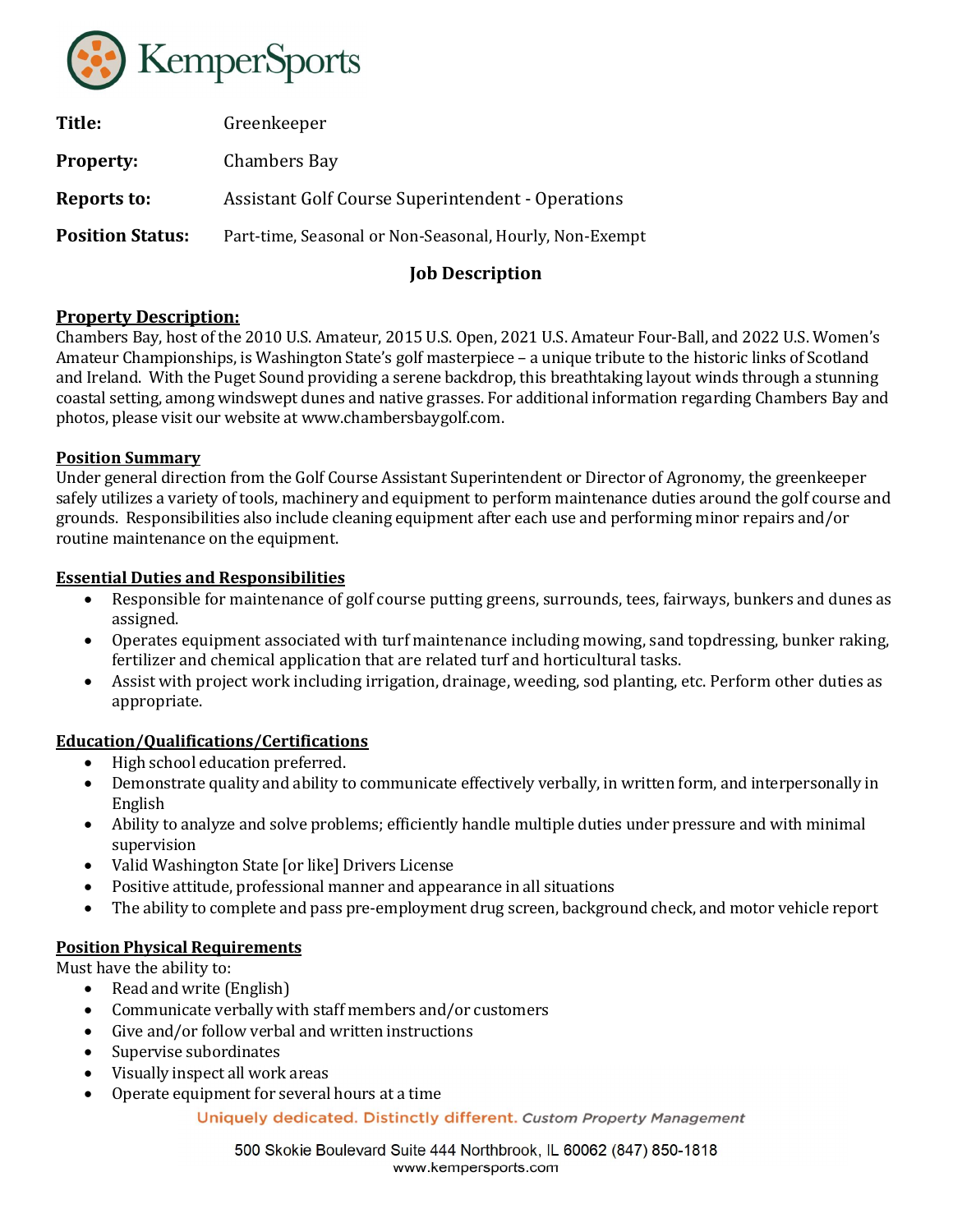KemperSports

| | |
|---|---|
| **Title:** | Greenkeeper |
| **Property:** | Chambers Bay |
| **Reports to:** | Assistant Golf Course Superintendent - Operations |
| **Position Status:** | Part-time, Seasonal or Non-Seasonal, Hourly, Non-Exempt |

## Job Description

### Property Description:

Chambers Bay, host of the 2010 U.S. Amateur, 2015 U.S. Open, 2021 U.S. Amateur Four-Ball, and 2022 U.S. Women's Amateur Championships, is Washington State's golf masterpiece – a unique tribute to the historic links of Scotland and Ireland. With the Puget Sound providing a serene backdrop, this breathtaking layout winds through a stunning coastal setting, among windswept dunes and native grasses. For additional information regarding Chambers Bay and photos, please visit our website at www.chambersbaygolf.com.

### Position Summary

Under general direction from the Golf Course Assistant Superintendent or Director of Agronomy, the greenkeeper safely utilizes a variety of tools, machinery and equipment to perform maintenance duties around the golf course and grounds. Responsibilities also include cleaning equipment after each use and performing minor repairs and/or routine maintenance on the equipment.

### Essential Duties and Responsibilities

- Responsible for maintenance of golf course putting greens, surrounds, tees, fairways, bunkers and dunes as assigned.
- Operates equipment associated with turf maintenance including mowing, sand topdressing, bunker raking, fertilizer and chemical application that are related turf and horticultural tasks.
- Assist with project work including irrigation, drainage, weeding, sod planting, etc. Perform other duties as appropriate.

### Education/Qualifications/Certifications

- High school education preferred.
- Demonstrate quality and ability to communicate effectively verbally, in written form, and interpersonally in English
- Ability to analyze and solve problems; efficiently handle multiple duties under pressure and with minimal supervision
- Valid Washington State [or like] Drivers License
- Positive attitude, professional manner and appearance in all situations
- The ability to complete and pass pre-employment drug screen, background check, and motor vehicle report

### Position Physical Requirements

Must have the ability to:

- Read and write (English)
- Communicate verbally with staff members and/or customers
- Give and/or follow verbal and written instructions
- Supervise subordinates
- Visually inspect all work areas
- Operate equipment for several hours at a time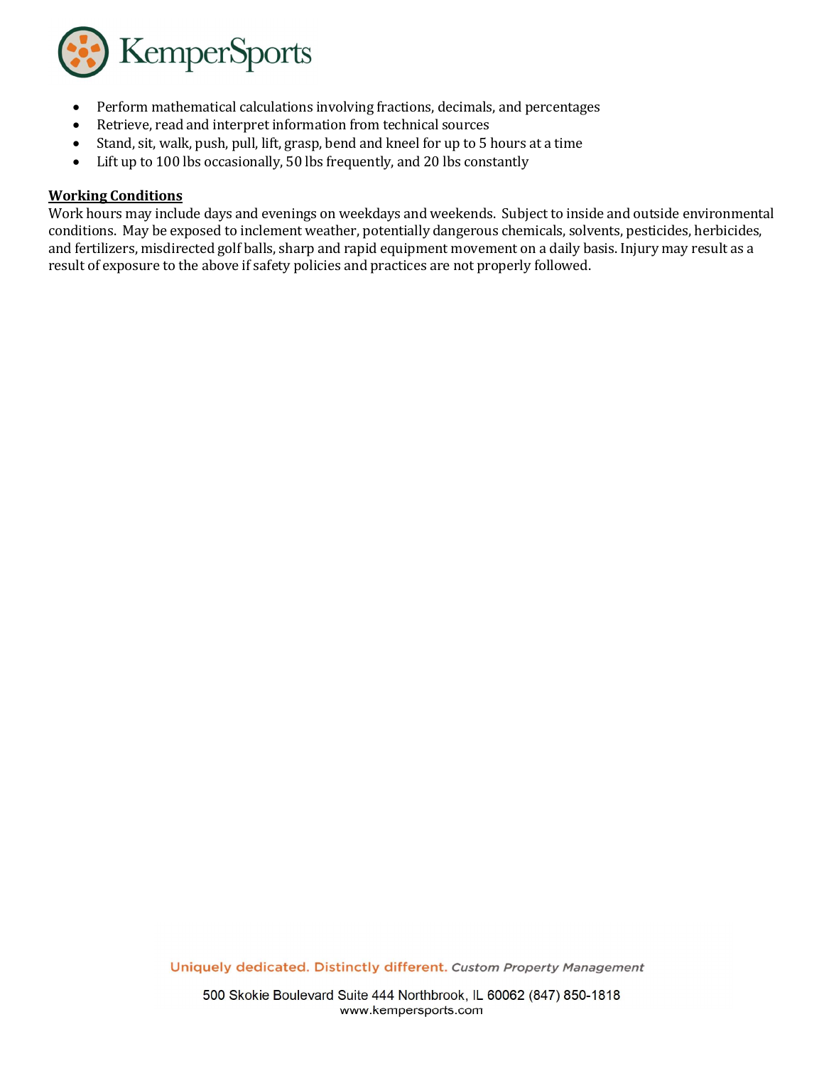- Perform mathematical calculations involving fractions, decimals, and percentages
- Retrieve, read and interpret information from technical sources
- Stand, sit, walk, push, pull, lift, grasp, bend and kneel for up to 5 hours at a time
- Lift up to 100 lbs occasionally, 50 lbs frequently, and 20 lbs constantly

**Working Conditions**

Work hours may include days and evenings on weekdays and weekends. Subject to inside and outside environmental conditions. May be exposed to inclement weather, potentially dangerous chemicals, solvents, pesticides, herbicides, and fertilizers, misdirected golf balls, sharp and rapid equipment movement on a daily basis. Injury may result as a result of exposure to the above if safety policies and practices are not properly followed.